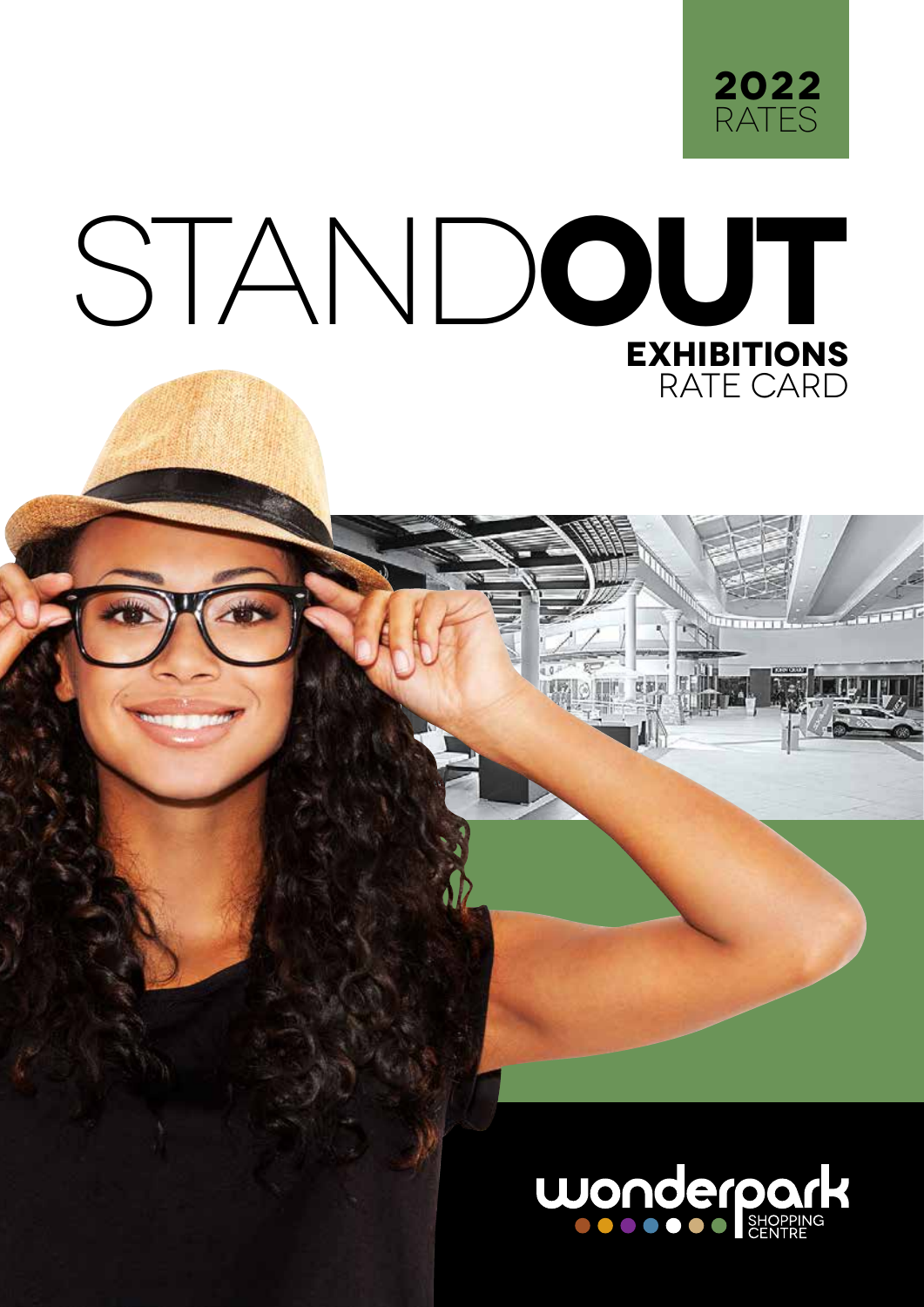**2022** RATES

# STAND**OUT**

## **EXHIBITIONS** RATE CARD

wonderpark SHOPPING CENTRE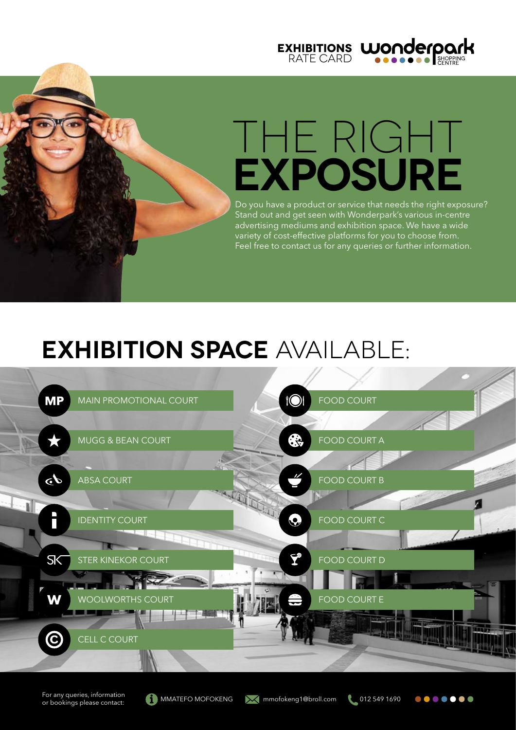**EXHIBITIONS** RATE CARD

# THE RIGHT **EXPOSURE**

Do you have a product or service that needs the right exposure? Stand out and get seen with Wonderpark's various in-centre advertising mediums and exhibition space. We have a wide variety of cost-effective platforms for you to choose from. Feel free to contact us for any queries or further information.

## **EXHIBITION SPACE** AVAILABLE:

- MP — MAIN PROMOTIONAL COURT
- MUGG & BEAN COURT
- ABSA COURT
- IDENTITY COURT
- STER KINEKOR COURT
- WOOLWORTHS COURT
- CELL C COURT
- FOOD COURT
- FOOD COURT A
- FOOD COURT B
- FOOD COURT C
- FOOD COURT D
- FOOD COURT E

For any queries, information or bookings please contact: MMATEFO MOFOKENG | mmofokeng1@broll.com | 012 549 1690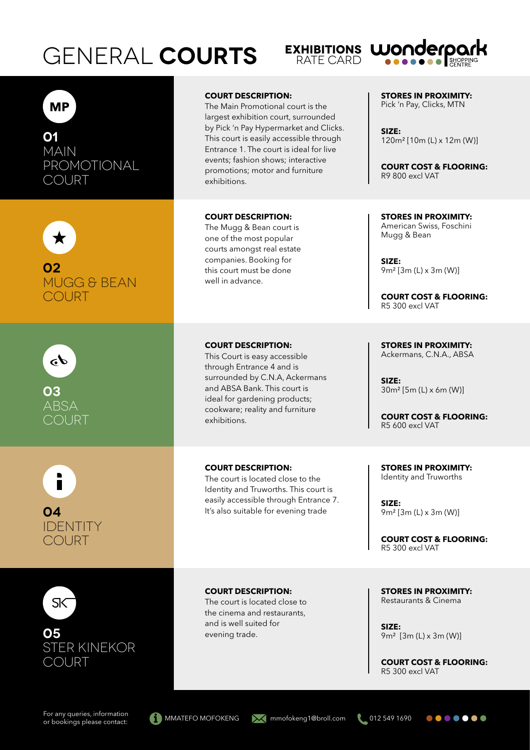# GENERAL **COURTS**

**EXHIBITIONS** RATE CARD

## 01 MAIN PROMOTIONAL COURT

**COURT DESCRIPTION:**
The Main Promotional court is the largest exhibition court, surrounded by Pick 'n Pay Hypermarket and Clicks. This court is easily accessible through Entrance 1. The court is ideal for live events; fashion shows; interactive promotions; motor and furniture exhibitions.

**STORES IN PROXIMITY:**
Pick 'n Pay, Clicks, MTN

**SIZE:**
120m² [10m (L) x 12m (W)]

**COURT COST & FLOORING:**
R9 800 excl VAT

## 02 MUGG & BEAN COURT

**COURT DESCRIPTION:**
The Mugg & Bean court is one of the most popular courts amongst real estate companies. Booking for this court must be done well in advance.

**STORES IN PROXIMITY:**
American Swiss, Foschini Mugg & Bean

**SIZE:**
9m² [3m (L) x 3m (W)]

**COURT COST & FLOORING:**
R5 300 excl VAT

## 03 ABSA COURT

**COURT DESCRIPTION:**
This Court is easy accessible through Entrance 4 and is surrounded by C.N.A, Ackermans and ABSA Bank. This court is ideal for gardening products; cookware; reality and furniture exhibitions.

**STORES IN PROXIMITY:**
Ackermans, C.N.A., ABSA

**SIZE:**
30m² [5m (L) x 6m (W)]

**COURT COST & FLOORING:**
R5 600 excl VAT

## 04 IDENTITY COURT

**COURT DESCRIPTION:**
The court is located close to the Identity and Truworths. This court is easily accessible through Entrance 7. It's also suitable for evening trade

**STORES IN PROXIMITY:**
Identity and Truworths

**SIZE:**
9m² [3m (L) x 3m (W)]

**COURT COST & FLOORING:**
R5 300 excl VAT

## 05 STER KINEKOR COURT

**COURT DESCRIPTION:**
The court is located close to the cinema and restaurants, and is well suited for evening trade.

**STORES IN PROXIMITY:**
Restaurants & Cinema

**SIZE:**
9m² [3m (L) x 3m (W)]

**COURT COST & FLOORING:**
R5 300 excl VAT

For any queries, information or bookings please contact: MMATEFO MOFOKENG mmofokeng1@broll.com 012 549 1690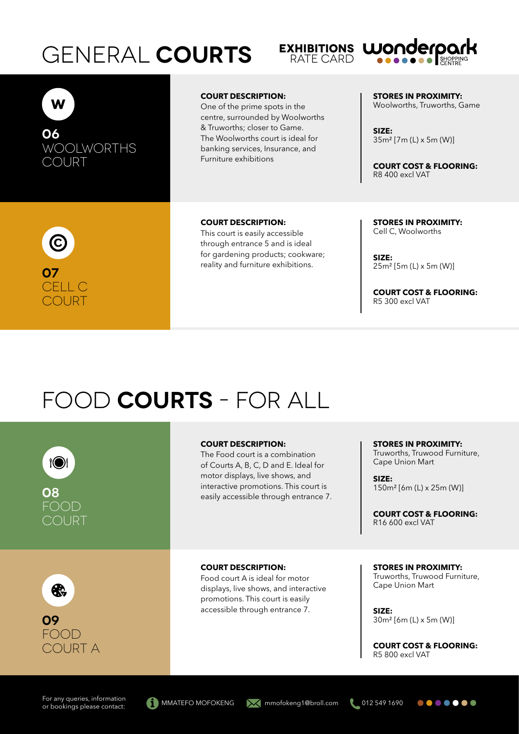# GENERAL **COURTS**

**EXHIBITIONS** RATE CARD

## 06 WOOLWORTHS COURT

**COURT DESCRIPTION:**
One of the prime spots in the centre, surrounded by Woolworths & Truworths; closer to Game. The Woolworths court is ideal for banking services, Insurance, and Furniture exhibitions

**STORES IN PROXIMITY:**
Woolworths, Truworths, Game

**SIZE:**
35m² [7m (L) x 5m (W)]

**COURT COST & FLOORING:**
R8 400 excl VAT

## 07 CELL C COURT

**COURT DESCRIPTION:**
This court is easily accessible through entrance 5 and is ideal for gardening products; cookware; reality and furniture exhibitions.

**STORES IN PROXIMITY:**
Cell C, Woolworths

**SIZE:**
25m² [5m (L) x 5m (W)]

**COURT COST & FLOORING:**
R5 300 excl VAT

# FOOD **COURTS** - FOR ALL

## 08 FOOD COURT

**COURT DESCRIPTION:**
The Food court is a combination of Courts A, B, C, D and E. Ideal for motor displays, live shows, and interactive promotions. This court is easily accessible through entrance 7.

**STORES IN PROXIMITY:**
Truworths, Truwood Furniture, Cape Union Mart

**SIZE:**
150m² [6m (L) x 25m (W)]

**COURT COST & FLOORING:**
R16 600 excl VAT

## 09 FOOD COURT A

**COURT DESCRIPTION:**
Food court A is ideal for motor displays, live shows, and interactive promotions. This court is easily accessible through entrance 7.

**STORES IN PROXIMITY:**
Truworths, Truwood Furniture, Cape Union Mart

**SIZE:**
30m² [6m (L) x 5m (W)]

**COURT COST & FLOORING:**
R5 800 excl VAT

For any queries, information or bookings please contact: MMATEFO MOFOKENG mmofokeng1@broll.com 012 549 1690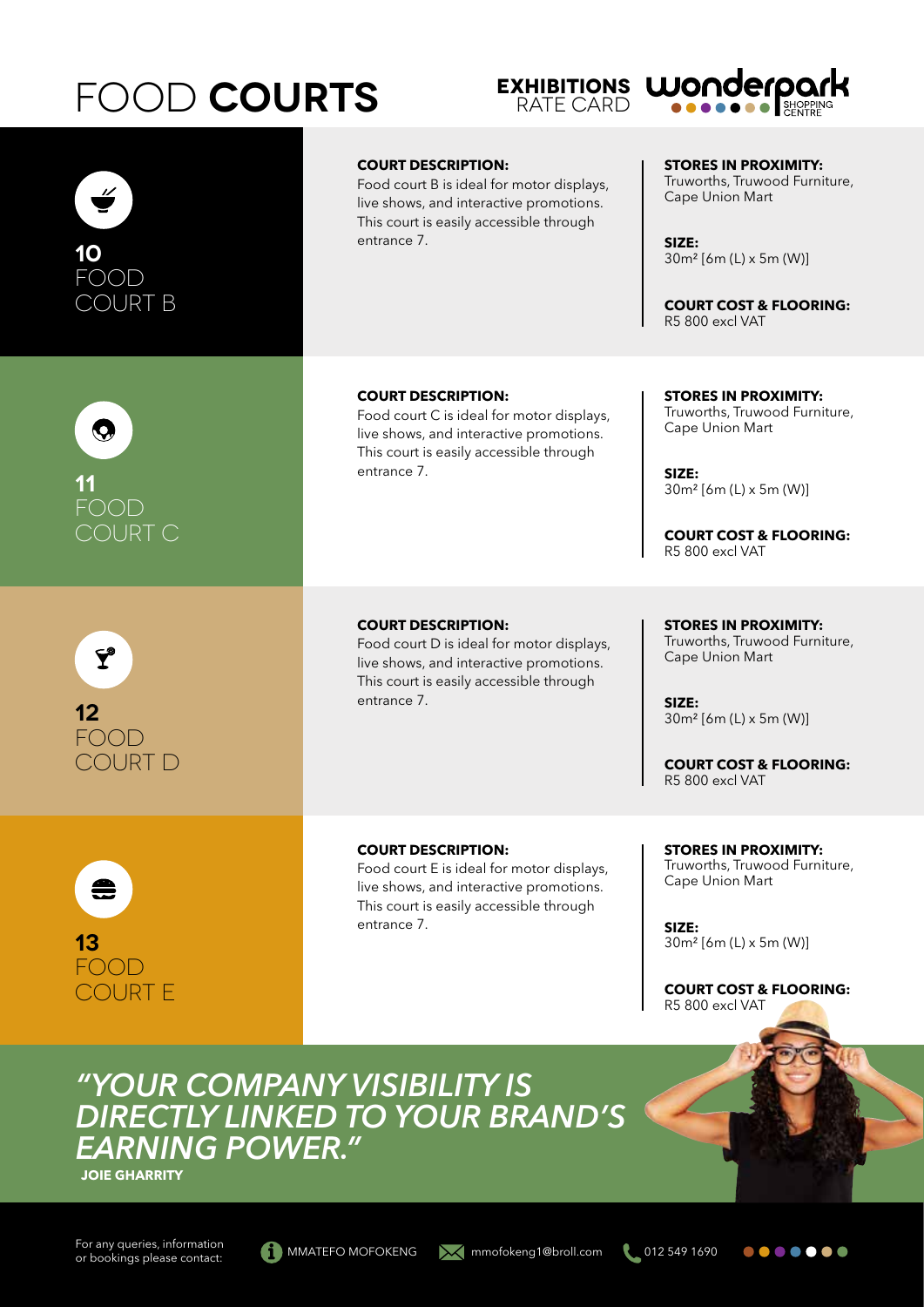# FOOD **COURTS**

**EXHIBITIONS** RATE CARD

## **10** FOOD COURT B

**COURT DESCRIPTION:**
Food court B is ideal for motor displays, live shows, and interactive promotions. This court is easily accessible through entrance 7.

**STORES IN PROXIMITY:**
Truworths, Truwood Furniture, Cape Union Mart

**SIZE:**
30m² [6m (L) x 5m (W)]

**COURT COST & FLOORING:**
R5 800 excl VAT

## **11** FOOD COURT C

**COURT DESCRIPTION:**
Food court C is ideal for motor displays, live shows, and interactive promotions. This court is easily accessible through entrance 7.

**STORES IN PROXIMITY:**
Truworths, Truwood Furniture, Cape Union Mart

**SIZE:**
30m² [6m (L) x 5m (W)]

**COURT COST & FLOORING:**
R5 800 excl VAT

## **12** FOOD COURT D

**COURT DESCRIPTION:**
Food court D is ideal for motor displays, live shows, and interactive promotions. This court is easily accessible through entrance 7.

**STORES IN PROXIMITY:**
Truworths, Truwood Furniture, Cape Union Mart

**SIZE:**
30m² [6m (L) x 5m (W)]

**COURT COST & FLOORING:**
R5 800 excl VAT

## **13** FOOD COURT E

**COURT DESCRIPTION:**
Food court E is ideal for motor displays, live shows, and interactive promotions. This court is easily accessible through entrance 7.

**STORES IN PROXIMITY:**
Truworths, Truwood Furniture, Cape Union Mart

**SIZE:**
30m² [6m (L) x 5m (W)]

**COURT COST & FLOORING:**
R5 800 excl VAT

*"YOUR COMPANY VISIBILITY IS DIRECTLY LINKED TO YOUR BRAND'S EARNING POWER."*

**JOIE GHARRITY**

For any queries, information or bookings please contact: MMATEFO MOFOKENG | mmofokeng1@broll.com | 012 549 1690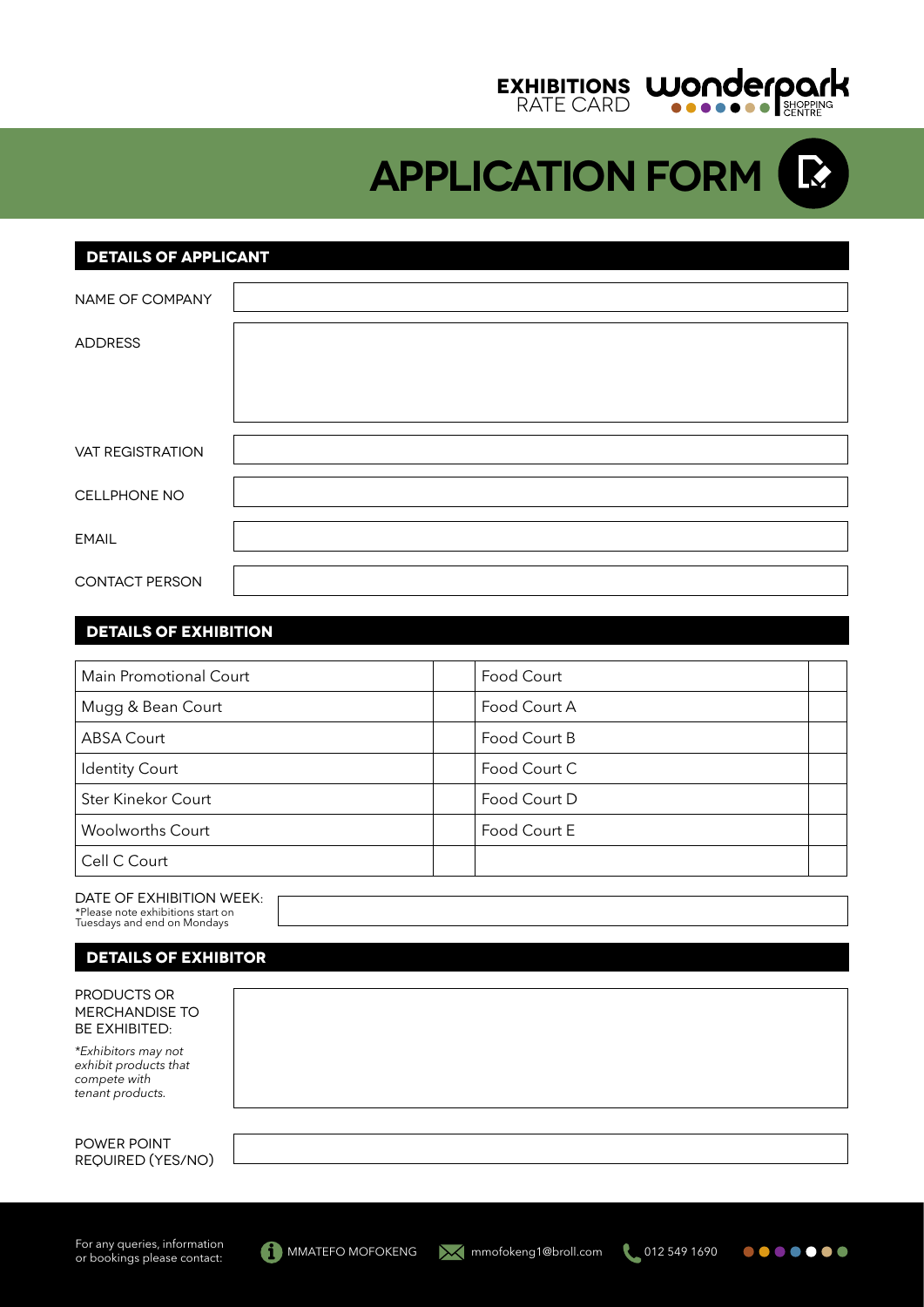EXHIBITIONS RATE CARD

wonderpark SHOPPING CENTRE

# APPLICATION FORM

## DETAILS OF APPLICANT

| | |
|---|---|
| NAME OF COMPANY | |
| ADDRESS | |
| VAT REGISTRATION | |
| CELLPHONE NO | |
| EMAIL | |
| CONTACT PERSON | |

## DETAILS OF EXHIBITION

| | | | |
|---|---|---|---|
| Main Promotional Court | | Food Court | |
| Mugg & Bean Court | | Food Court A | |
| ABSA Court | | Food Court B | |
| Identity Court | | Food Court C | |
| Ster Kinekor Court | | Food Court D | |
| Woolworths Court | | Food Court E | |
| Cell C Court | | | |

DATE OF EXHIBITION WEEK:
*Please note exhibitions start on Tuesdays and end on Mondays

## DETAILS OF EXHIBITOR

PRODUCTS OR MERCHANDISE TO BE EXHIBITED:

*Exhibitors may not exhibit products that compete with tenant products.*

POWER POINT REQUIRED (YES/NO)

For any queries, information or bookings please contact: MMATEFO MOFOKENG | mmofokeng1@broll.com | 012 549 1690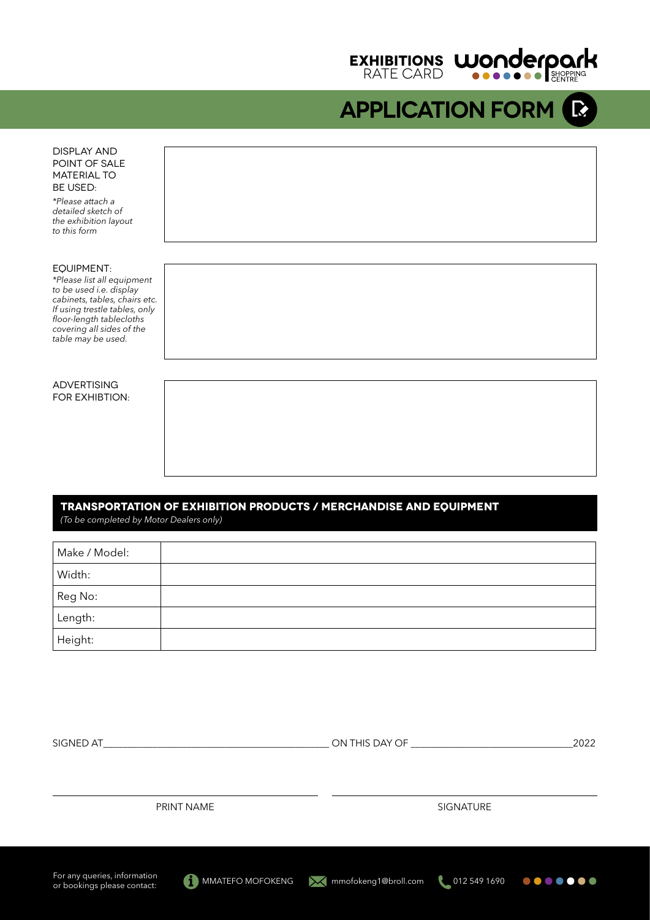EXHIBITIONS RATE CARD

wonderpark SHOPPING CENTRE

# APPLICATION FORM

DISPLAY AND POINT OF SALE MATERIAL TO BE USED:

*\*Please attach a detailed sketch of the exhibition layout to this form*

EQUIPMENT:

*\*Please list all equipment to be used i.e. display cabinets, tables, chairs etc. If using trestle tables, only floor-length tablecloths covering all sides of the table may be used.*

ADVERTISING FOR EXHIBTION:

## TRANSPORTATION OF EXHIBITION PRODUCTS / MERCHANDISE AND EQUIPMENT

*(To be completed by Motor Dealers only)*

| Make / Model: | |
|---|---|
| Width: | |
| Reg No: | |
| Length: | |
| Height: | |

SIGNED AT\_\_\_\_\_\_\_\_\_\_\_\_\_\_\_\_\_\_\_\_\_\_\_\_\_\_\_\_\_\_\_\_\_\_\_\_\_\_\_\_ ON THIS DAY OF \_\_\_\_\_\_\_\_\_\_\_\_\_\_\_\_\_\_\_\_\_\_\_\_\_\_\_\_\_\_2022

PRINT NAME

SIGNATURE

For any queries, information or bookings please contact: MMATEFO MOFOKENG mmofokeng1@broll.com 012 549 1690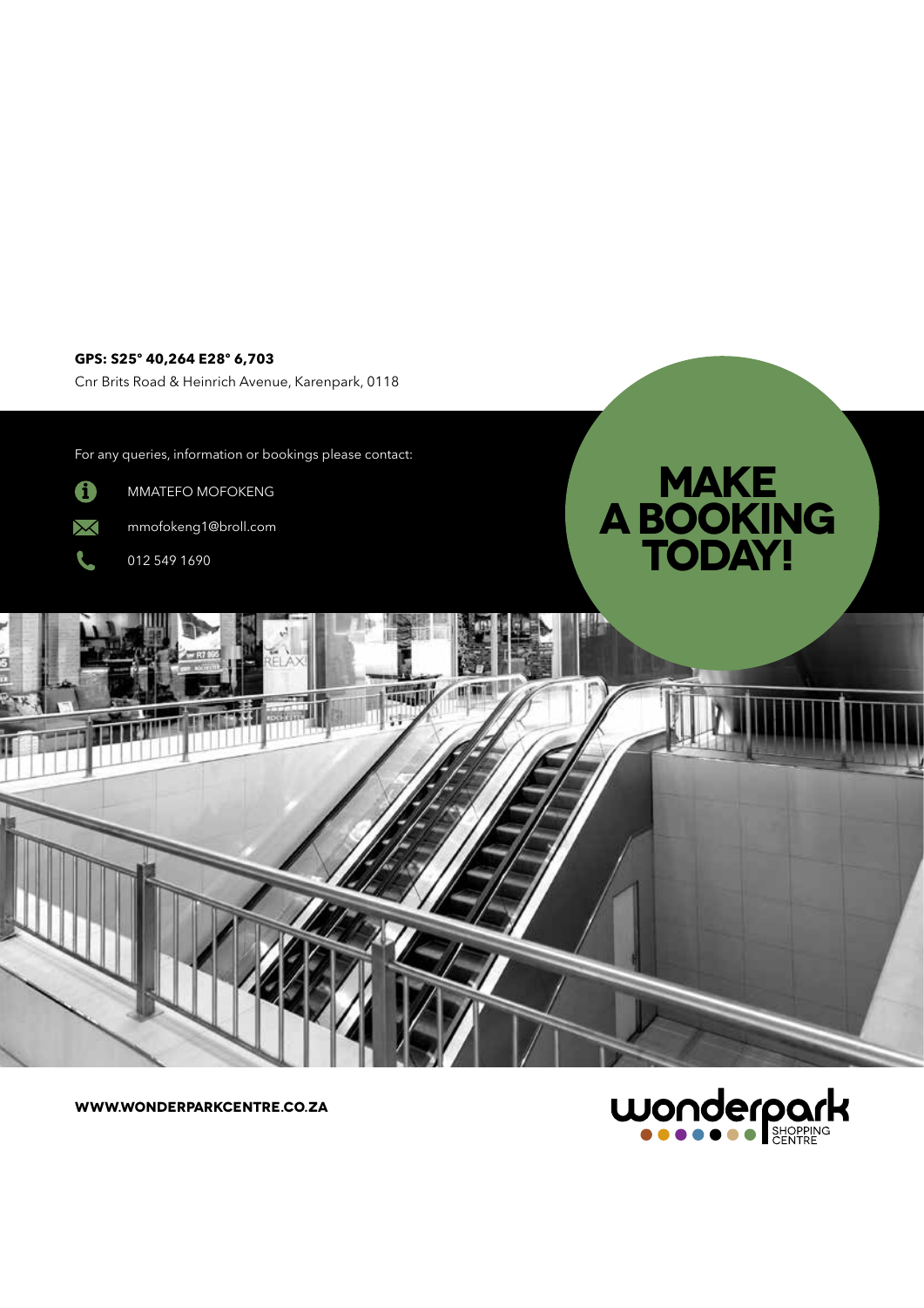**GPS: S25° 40,264 E28° 6,703**

Cnr Brits Road & Heinrich Avenue, Karenpark, 0118

For any queries, information or bookings please contact:

MMATEFO MOFOKENG

mmofokeng1@broll.com

012 549 1690

# MAKE A BOOKING TODAY!

**WWW.WONDERPARKCENTRE.CO.ZA**

wonderpark SHOPPING CENTRE